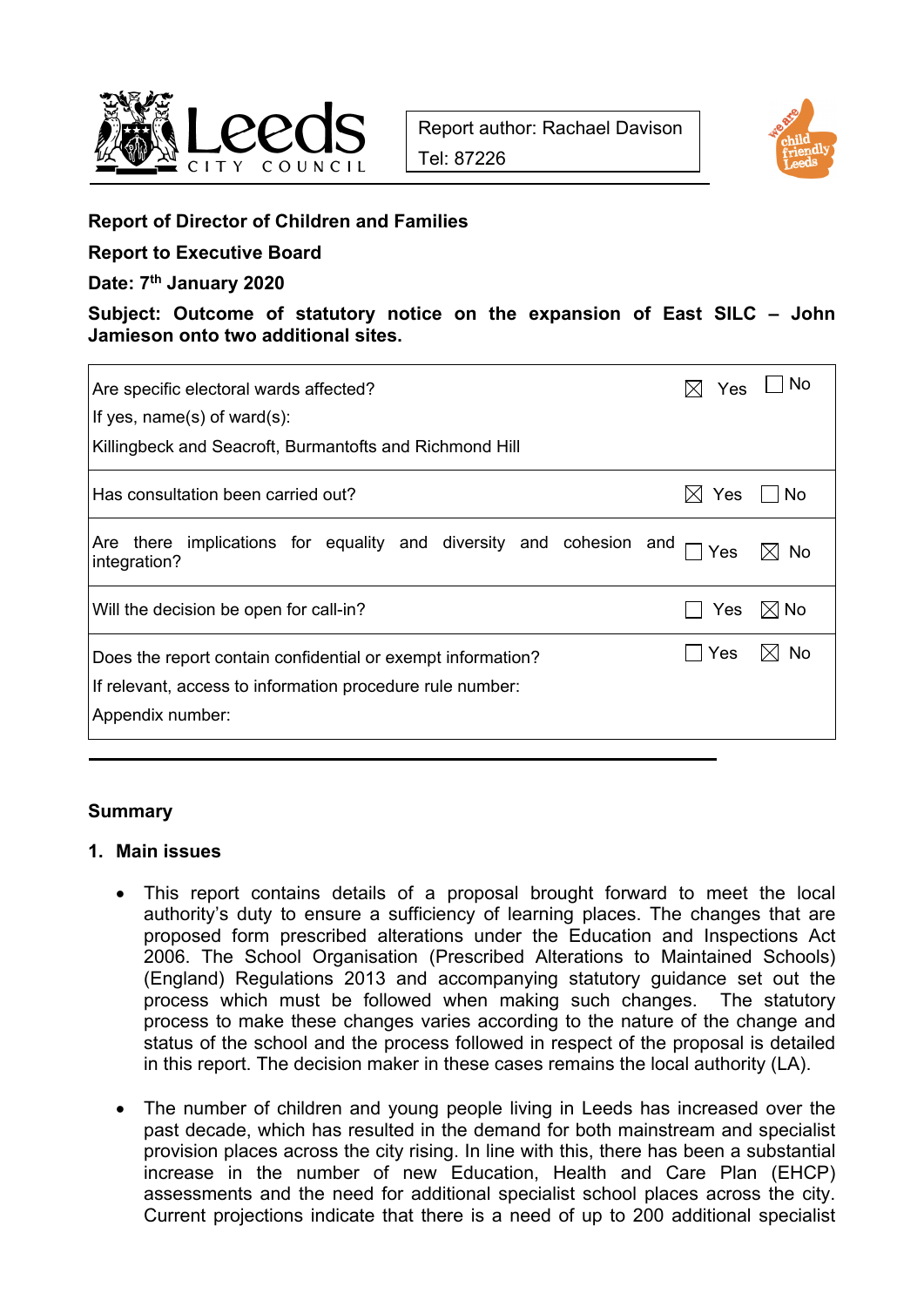Report author: Rachael Davison

Tel: 87226

**Report of Director of Children and Families**

**Report to Executive Board**

**Date: 7th January 2020**

**Subject: Outcome of statutory notice on the expansion of East SILC – John Jamieson onto two additional sites.**

| | |
|---|---|
| Are specific electoral wards affected?<br>If yes, name(s) of ward(s):<br>Killingbeck and Seacroft, Burmantofts and Richmond Hill | ☒ Yes ☐ No |
| Has consultation been carried out? | ☒ Yes ☐ No |
| Are there implications for equality and diversity and cohesion and integration? | ☐ Yes ☒ No |
| Will the decision be open for call-in? | ☐ Yes ☒ No |
| Does the report contain confidential or exempt information?<br>If relevant, access to information procedure rule number:<br>Appendix number: | ☐ Yes ☒ No |

## Summary

### 1. Main issues

- This report contains details of a proposal brought forward to meet the local authority's duty to ensure a sufficiency of learning places. The changes that are proposed form prescribed alterations under the Education and Inspections Act 2006. The School Organisation (Prescribed Alterations to Maintained Schools) (England) Regulations 2013 and accompanying statutory guidance set out the process which must be followed when making such changes. The statutory process to make these changes varies according to the nature of the change and status of the school and the process followed in respect of the proposal is detailed in this report. The decision maker in these cases remains the local authority (LA).

- The number of children and young people living in Leeds has increased over the past decade, which has resulted in the demand for both mainstream and specialist provision places across the city rising. In line with this, there has been a substantial increase in the number of new Education, Health and Care Plan (EHCP) assessments and the need for additional specialist school places across the city. Current projections indicate that there is a need of up to 200 additional specialist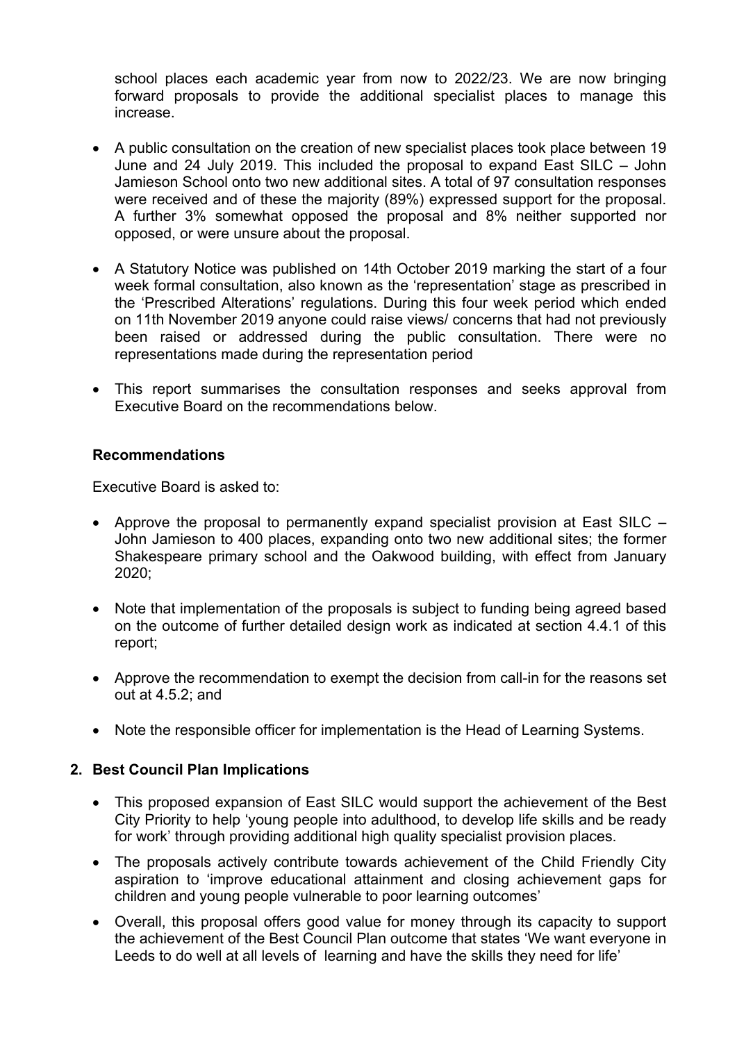school places each academic year from now to 2022/23. We are now bringing forward proposals to provide the additional specialist places to manage this increase.

- A public consultation on the creation of new specialist places took place between 19 June and 24 July 2019. This included the proposal to expand East SILC – John Jamieson School onto two new additional sites. A total of 97 consultation responses were received and of these the majority (89%) expressed support for the proposal. A further 3% somewhat opposed the proposal and 8% neither supported nor opposed, or were unsure about the proposal.

- A Statutory Notice was published on 14th October 2019 marking the start of a four week formal consultation, also known as the 'representation' stage as prescribed in the 'Prescribed Alterations' regulations. During this four week period which ended on 11th November 2019 anyone could raise views/ concerns that had not previously been raised or addressed during the public consultation. There were no representations made during the representation period

- This report summarises the consultation responses and seeks approval from Executive Board on the recommendations below.

**Recommendations**

Executive Board is asked to:

- Approve the proposal to permanently expand specialist provision at East SILC – John Jamieson to 400 places, expanding onto two new additional sites; the former Shakespeare primary school and the Oakwood building, with effect from January 2020;

- Note that implementation of the proposals is subject to funding being agreed based on the outcome of further detailed design work as indicated at section 4.4.1 of this report;

- Approve the recommendation to exempt the decision from call-in for the reasons set out at 4.5.2; and

- Note the responsible officer for implementation is the Head of Learning Systems.

## 2. Best Council Plan Implications

- This proposed expansion of East SILC would support the achievement of the Best City Priority to help 'young people into adulthood, to develop life skills and be ready for work' through providing additional high quality specialist provision places.

- The proposals actively contribute towards achievement of the Child Friendly City aspiration to 'improve educational attainment and closing achievement gaps for children and young people vulnerable to poor learning outcomes'

- Overall, this proposal offers good value for money through its capacity to support the achievement of the Best Council Plan outcome that states 'We want everyone in Leeds to do well at all levels of learning and have the skills they need for life'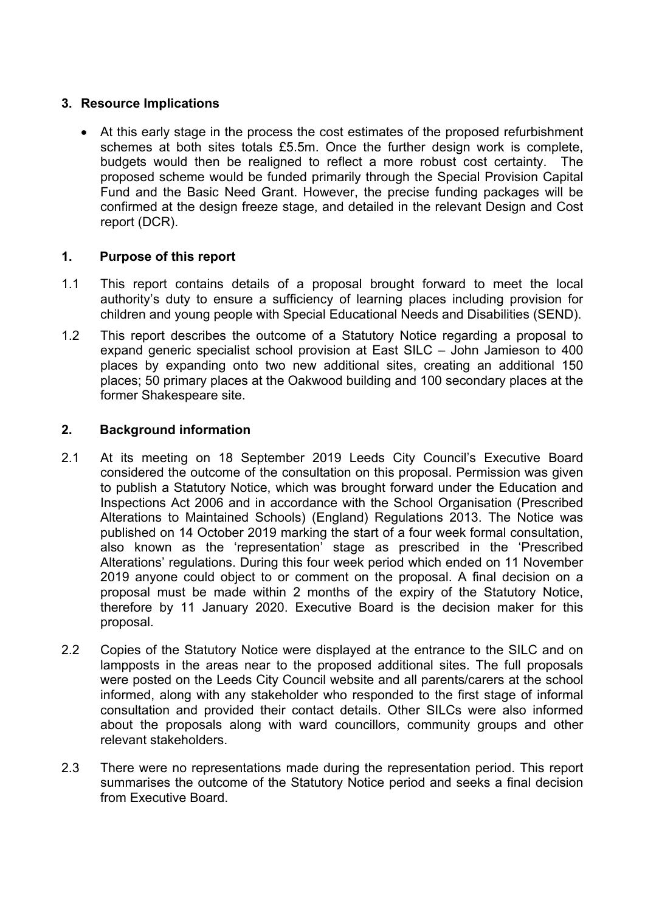## 3. Resource Implications

- At this early stage in the process the cost estimates of the proposed refurbishment schemes at both sites totals £5.5m. Once the further design work is complete, budgets would then be realigned to reflect a more robust cost certainty. The proposed scheme would be funded primarily through the Special Provision Capital Fund and the Basic Need Grant. However, the precise funding packages will be confirmed at the design freeze stage, and detailed in the relevant Design and Cost report (DCR).

## 1. Purpose of this report

1.1 This report contains details of a proposal brought forward to meet the local authority's duty to ensure a sufficiency of learning places including provision for children and young people with Special Educational Needs and Disabilities (SEND).

1.2 This report describes the outcome of a Statutory Notice regarding a proposal to expand generic specialist school provision at East SILC – John Jamieson to 400 places by expanding onto two new additional sites, creating an additional 150 places; 50 primary places at the Oakwood building and 100 secondary places at the former Shakespeare site.

## 2. Background information

2.1 At its meeting on 18 September 2019 Leeds City Council's Executive Board considered the outcome of the consultation on this proposal. Permission was given to publish a Statutory Notice, which was brought forward under the Education and Inspections Act 2006 and in accordance with the School Organisation (Prescribed Alterations to Maintained Schools) (England) Regulations 2013. The Notice was published on 14 October 2019 marking the start of a four week formal consultation, also known as the 'representation' stage as prescribed in the 'Prescribed Alterations' regulations. During this four week period which ended on 11 November 2019 anyone could object to or comment on the proposal. A final decision on a proposal must be made within 2 months of the expiry of the Statutory Notice, therefore by 11 January 2020. Executive Board is the decision maker for this proposal.

2.2 Copies of the Statutory Notice were displayed at the entrance to the SILC and on lampposts in the areas near to the proposed additional sites. The full proposals were posted on the Leeds City Council website and all parents/carers at the school informed, along with any stakeholder who responded to the first stage of informal consultation and provided their contact details. Other SILCs were also informed about the proposals along with ward councillors, community groups and other relevant stakeholders.

2.3 There were no representations made during the representation period. This report summarises the outcome of the Statutory Notice period and seeks a final decision from Executive Board.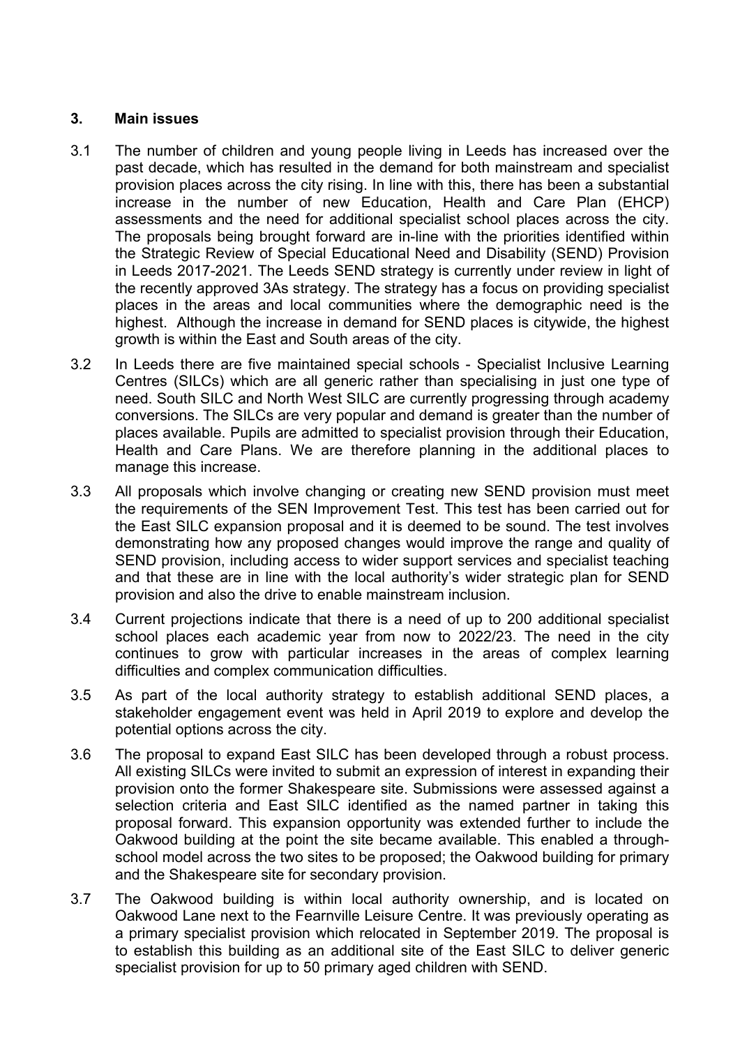## 3. Main issues

3.1 The number of children and young people living in Leeds has increased over the past decade, which has resulted in the demand for both mainstream and specialist provision places across the city rising. In line with this, there has been a substantial increase in the number of new Education, Health and Care Plan (EHCP) assessments and the need for additional specialist school places across the city. The proposals being brought forward are in-line with the priorities identified within the Strategic Review of Special Educational Need and Disability (SEND) Provision in Leeds 2017-2021. The Leeds SEND strategy is currently under review in light of the recently approved 3As strategy. The strategy has a focus on providing specialist places in the areas and local communities where the demographic need is the highest. Although the increase in demand for SEND places is citywide, the highest growth is within the East and South areas of the city.

3.2 In Leeds there are five maintained special schools - Specialist Inclusive Learning Centres (SILCs) which are all generic rather than specialising in just one type of need. South SILC and North West SILC are currently progressing through academy conversions. The SILCs are very popular and demand is greater than the number of places available. Pupils are admitted to specialist provision through their Education, Health and Care Plans. We are therefore planning in the additional places to manage this increase.

3.3 All proposals which involve changing or creating new SEND provision must meet the requirements of the SEN Improvement Test. This test has been carried out for the East SILC expansion proposal and it is deemed to be sound. The test involves demonstrating how any proposed changes would improve the range and quality of SEND provision, including access to wider support services and specialist teaching and that these are in line with the local authority's wider strategic plan for SEND provision and also the drive to enable mainstream inclusion.

3.4 Current projections indicate that there is a need of up to 200 additional specialist school places each academic year from now to 2022/23. The need in the city continues to grow with particular increases in the areas of complex learning difficulties and complex communication difficulties.

3.5 As part of the local authority strategy to establish additional SEND places, a stakeholder engagement event was held in April 2019 to explore and develop the potential options across the city.

3.6 The proposal to expand East SILC has been developed through a robust process. All existing SILCs were invited to submit an expression of interest in expanding their provision onto the former Shakespeare site. Submissions were assessed against a selection criteria and East SILC identified as the named partner in taking this proposal forward. This expansion opportunity was extended further to include the Oakwood building at the point the site became available. This enabled a through-school model across the two sites to be proposed; the Oakwood building for primary and the Shakespeare site for secondary provision.

3.7 The Oakwood building is within local authority ownership, and is located on Oakwood Lane next to the Fearnville Leisure Centre. It was previously operating as a primary specialist provision which relocated in September 2019. The proposal is to establish this building as an additional site of the East SILC to deliver generic specialist provision for up to 50 primary aged children with SEND.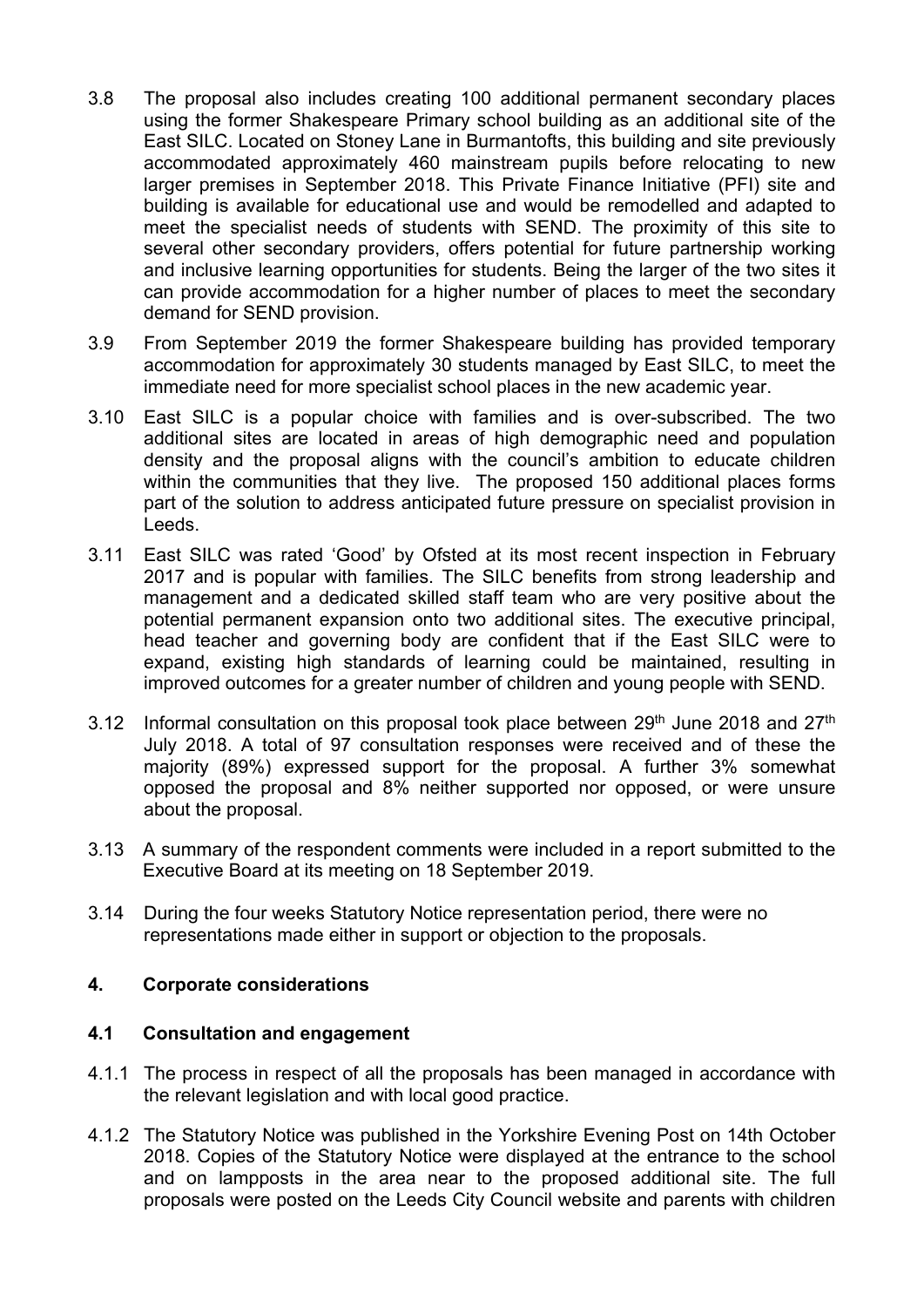3.8 The proposal also includes creating 100 additional permanent secondary places using the former Shakespeare Primary school building as an additional site of the East SILC. Located on Stoney Lane in Burmantofts, this building and site previously accommodated approximately 460 mainstream pupils before relocating to new larger premises in September 2018. This Private Finance Initiative (PFI) site and building is available for educational use and would be remodelled and adapted to meet the specialist needs of students with SEND. The proximity of this site to several other secondary providers, offers potential for future partnership working and inclusive learning opportunities for students. Being the larger of the two sites it can provide accommodation for a higher number of places to meet the secondary demand for SEND provision.

3.9 From September 2019 the former Shakespeare building has provided temporary accommodation for approximately 30 students managed by East SILC, to meet the immediate need for more specialist school places in the new academic year.

3.10 East SILC is a popular choice with families and is over-subscribed. The two additional sites are located in areas of high demographic need and population density and the proposal aligns with the council's ambition to educate children within the communities that they live. The proposed 150 additional places forms part of the solution to address anticipated future pressure on specialist provision in Leeds.

3.11 East SILC was rated 'Good' by Ofsted at its most recent inspection in February 2017 and is popular with families. The SILC benefits from strong leadership and management and a dedicated skilled staff team who are very positive about the potential permanent expansion onto two additional sites. The executive principal, head teacher and governing body are confident that if the East SILC were to expand, existing high standards of learning could be maintained, resulting in improved outcomes for a greater number of children and young people with SEND.

3.12 Informal consultation on this proposal took place between 29th June 2018 and 27th July 2018. A total of 97 consultation responses were received and of these the majority (89%) expressed support for the proposal. A further 3% somewhat opposed the proposal and 8% neither supported nor opposed, or were unsure about the proposal.

3.13 A summary of the respondent comments were included in a report submitted to the Executive Board at its meeting on 18 September 2019.

3.14 During the four weeks Statutory Notice representation period, there were no representations made either in support or objection to the proposals.

## 4. Corporate considerations

### 4.1 Consultation and engagement

4.1.1 The process in respect of all the proposals has been managed in accordance with the relevant legislation and with local good practice.

4.1.2 The Statutory Notice was published in the Yorkshire Evening Post on 14th October 2018. Copies of the Statutory Notice were displayed at the entrance to the school and on lampposts in the area near to the proposed additional site. The full proposals were posted on the Leeds City Council website and parents with children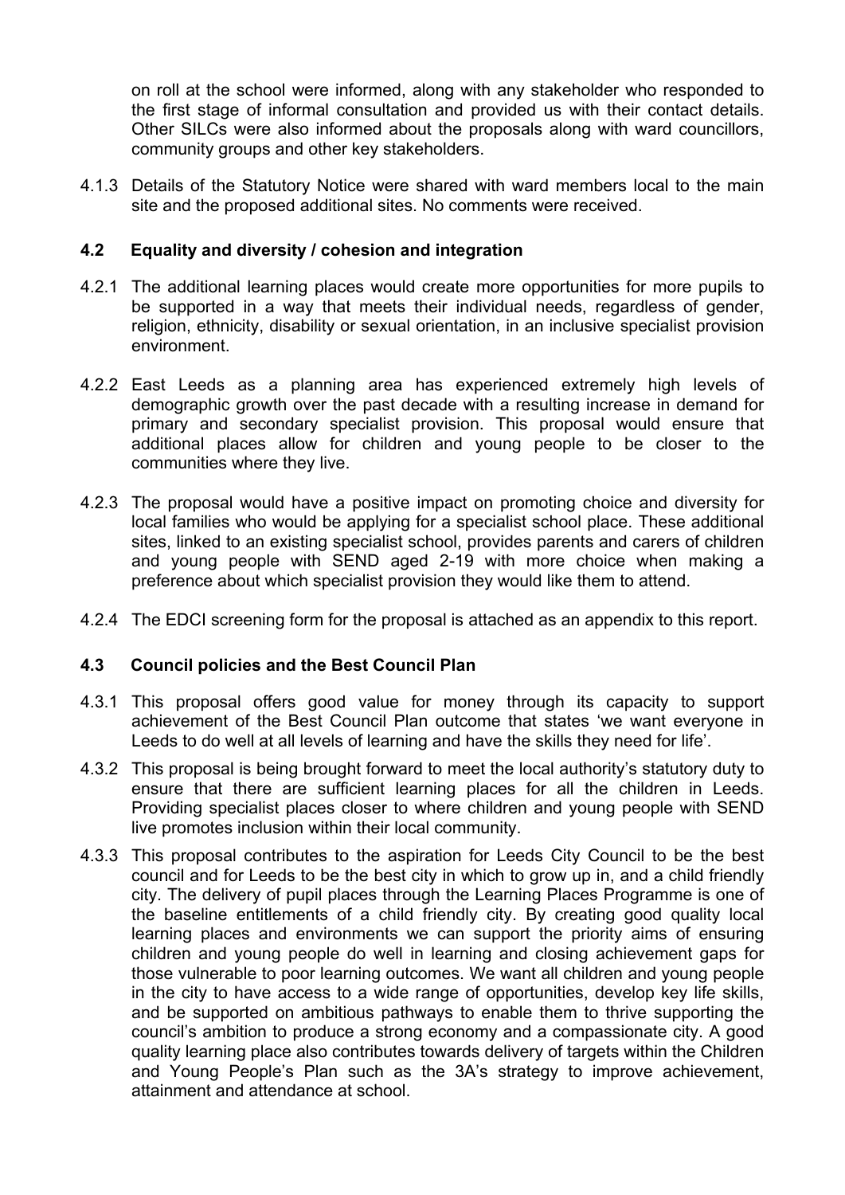on roll at the school were informed, along with any stakeholder who responded to the first stage of informal consultation and provided us with their contact details. Other SILCs were also informed about the proposals along with ward councillors, community groups and other key stakeholders.

4.1.3 Details of the Statutory Notice were shared with ward members local to the main site and the proposed additional sites. No comments were received.

### 4.2 Equality and diversity / cohesion and integration

4.2.1 The additional learning places would create more opportunities for more pupils to be supported in a way that meets their individual needs, regardless of gender, religion, ethnicity, disability or sexual orientation, in an inclusive specialist provision environment.

4.2.2 East Leeds as a planning area has experienced extremely high levels of demographic growth over the past decade with a resulting increase in demand for primary and secondary specialist provision. This proposal would ensure that additional places allow for children and young people to be closer to the communities where they live.

4.2.3 The proposal would have a positive impact on promoting choice and diversity for local families who would be applying for a specialist school place. These additional sites, linked to an existing specialist school, provides parents and carers of children and young people with SEND aged 2-19 with more choice when making a preference about which specialist provision they would like them to attend.

4.2.4 The EDCI screening form for the proposal is attached as an appendix to this report.

### 4.3 Council policies and the Best Council Plan

4.3.1 This proposal offers good value for money through its capacity to support achievement of the Best Council Plan outcome that states 'we want everyone in Leeds to do well at all levels of learning and have the skills they need for life'.

4.3.2 This proposal is being brought forward to meet the local authority's statutory duty to ensure that there are sufficient learning places for all the children in Leeds. Providing specialist places closer to where children and young people with SEND live promotes inclusion within their local community.

4.3.3 This proposal contributes to the aspiration for Leeds City Council to be the best council and for Leeds to be the best city in which to grow up in, and a child friendly city. The delivery of pupil places through the Learning Places Programme is one of the baseline entitlements of a child friendly city. By creating good quality local learning places and environments we can support the priority aims of ensuring children and young people do well in learning and closing achievement gaps for those vulnerable to poor learning outcomes. We want all children and young people in the city to have access to a wide range of opportunities, develop key life skills, and be supported on ambitious pathways to enable them to thrive supporting the council's ambition to produce a strong economy and a compassionate city. A good quality learning place also contributes towards delivery of targets within the Children and Young People's Plan such as the 3A's strategy to improve achievement, attainment and attendance at school.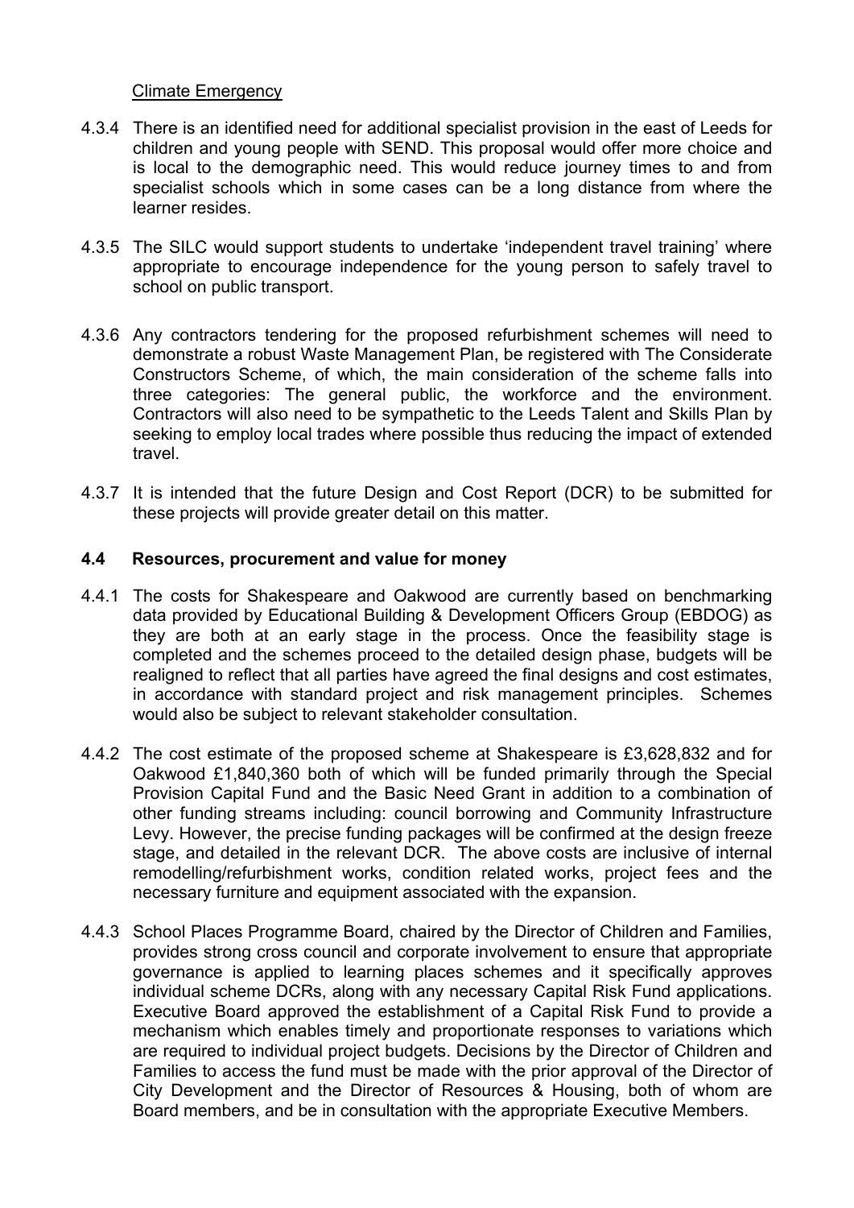Climate Emergency

4.3.4 There is an identified need for additional specialist provision in the east of Leeds for children and young people with SEND. This proposal would offer more choice and is local to the demographic need. This would reduce journey times to and from specialist schools which in some cases can be a long distance from where the learner resides.

4.3.5 The SILC would support students to undertake 'independent travel training' where appropriate to encourage independence for the young person to safely travel to school on public transport.

4.3.6 Any contractors tendering for the proposed refurbishment schemes will need to demonstrate a robust Waste Management Plan, be registered with The Considerate Constructors Scheme, of which, the main consideration of the scheme falls into three categories: The general public, the workforce and the environment. Contractors will also need to be sympathetic to the Leeds Talent and Skills Plan by seeking to employ local trades where possible thus reducing the impact of extended travel.

4.3.7 It is intended that the future Design and Cost Report (DCR) to be submitted for these projects will provide greater detail on this matter.

## 4.4 Resources, procurement and value for money

4.4.1 The costs for Shakespeare and Oakwood are currently based on benchmarking data provided by Educational Building & Development Officers Group (EBDOG) as they are both at an early stage in the process. Once the feasibility stage is completed and the schemes proceed to the detailed design phase, budgets will be realigned to reflect that all parties have agreed the final designs and cost estimates, in accordance with standard project and risk management principles. Schemes would also be subject to relevant stakeholder consultation.

4.4.2 The cost estimate of the proposed scheme at Shakespeare is £3,628,832 and for Oakwood £1,840,360 both of which will be funded primarily through the Special Provision Capital Fund and the Basic Need Grant in addition to a combination of other funding streams including: council borrowing and Community Infrastructure Levy. However, the precise funding packages will be confirmed at the design freeze stage, and detailed in the relevant DCR. The above costs are inclusive of internal remodelling/refurbishment works, condition related works, project fees and the necessary furniture and equipment associated with the expansion.

4.4.3 School Places Programme Board, chaired by the Director of Children and Families, provides strong cross council and corporate involvement to ensure that appropriate governance is applied to learning places schemes and it specifically approves individual scheme DCRs, along with any necessary Capital Risk Fund applications. Executive Board approved the establishment of a Capital Risk Fund to provide a mechanism which enables timely and proportionate responses to variations which are required to individual project budgets. Decisions by the Director of Children and Families to access the fund must be made with the prior approval of the Director of City Development and the Director of Resources & Housing, both of whom are Board members, and be in consultation with the appropriate Executive Members.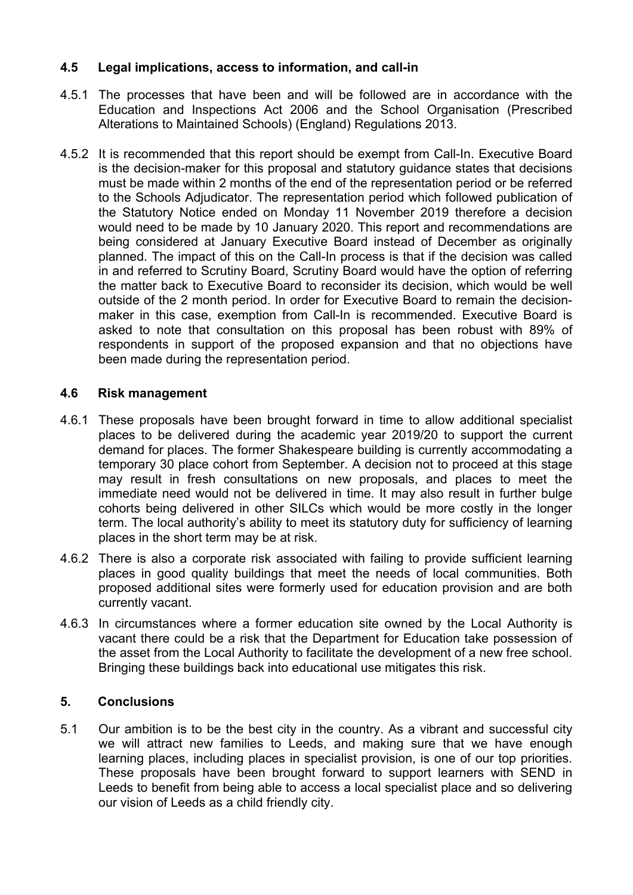### 4.5 Legal implications, access to information, and call-in

4.5.1 The processes that have been and will be followed are in accordance with the Education and Inspections Act 2006 and the School Organisation (Prescribed Alterations to Maintained Schools) (England) Regulations 2013.

4.5.2 It is recommended that this report should be exempt from Call-In. Executive Board is the decision-maker for this proposal and statutory guidance states that decisions must be made within 2 months of the end of the representation period or be referred to the Schools Adjudicator. The representation period which followed publication of the Statutory Notice ended on Monday 11 November 2019 therefore a decision would need to be made by 10 January 2020. This report and recommendations are being considered at January Executive Board instead of December as originally planned. The impact of this on the Call-In process is that if the decision was called in and referred to Scrutiny Board, Scrutiny Board would have the option of referring the matter back to Executive Board to reconsider its decision, which would be well outside of the 2 month period. In order for Executive Board to remain the decision-maker in this case, exemption from Call-In is recommended. Executive Board is asked to note that consultation on this proposal has been robust with 89% of respondents in support of the proposed expansion and that no objections have been made during the representation period.

### 4.6 Risk management

4.6.1 These proposals have been brought forward in time to allow additional specialist places to be delivered during the academic year 2019/20 to support the current demand for places. The former Shakespeare building is currently accommodating a temporary 30 place cohort from September. A decision not to proceed at this stage may result in fresh consultations on new proposals, and places to meet the immediate need would not be delivered in time. It may also result in further bulge cohorts being delivered in other SILCs which would be more costly in the longer term. The local authority's ability to meet its statutory duty for sufficiency of learning places in the short term may be at risk.

4.6.2 There is also a corporate risk associated with failing to provide sufficient learning places in good quality buildings that meet the needs of local communities. Both proposed additional sites were formerly used for education provision and are both currently vacant.

4.6.3 In circumstances where a former education site owned by the Local Authority is vacant there could be a risk that the Department for Education take possession of the asset from the Local Authority to facilitate the development of a new free school. Bringing these buildings back into educational use mitigates this risk.

## 5. Conclusions

5.1 Our ambition is to be the best city in the country. As a vibrant and successful city we will attract new families to Leeds, and making sure that we have enough learning places, including places in specialist provision, is one of our top priorities. These proposals have been brought forward to support learners with SEND in Leeds to benefit from being able to access a local specialist place and so delivering our vision of Leeds as a child friendly city.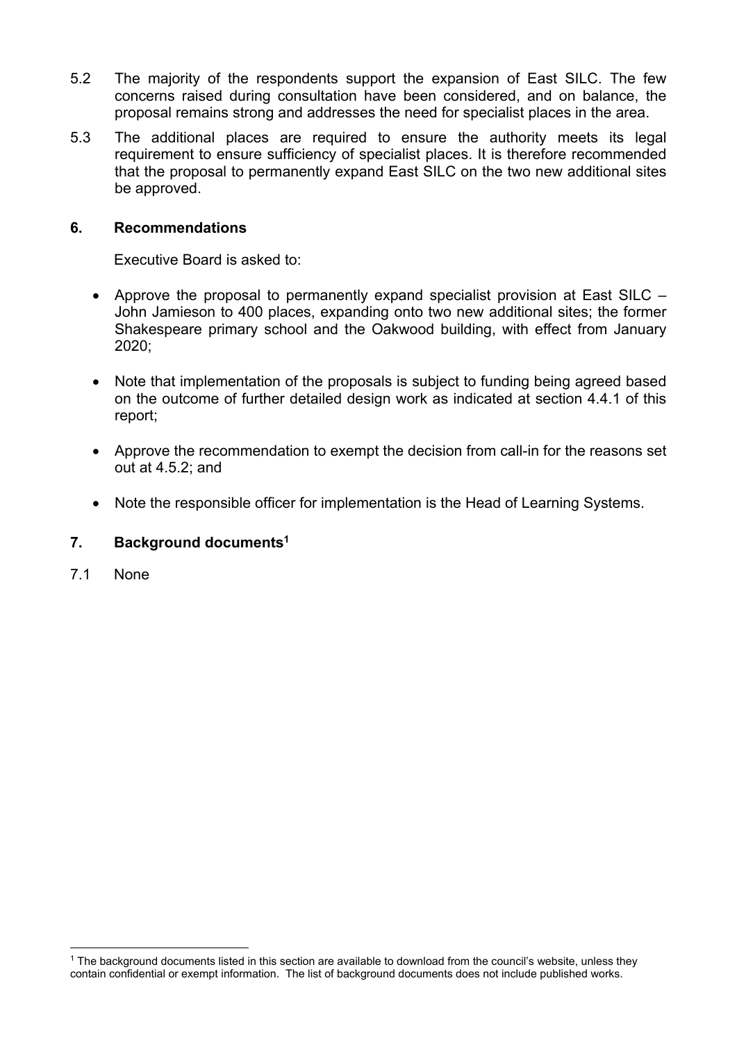5.2 The majority of the respondents support the expansion of East SILC. The few concerns raised during consultation have been considered, and on balance, the proposal remains strong and addresses the need for specialist places in the area.

5.3 The additional places are required to ensure the authority meets its legal requirement to ensure sufficiency of specialist places. It is therefore recommended that the proposal to permanently expand East SILC on the two new additional sites be approved.

## 6. Recommendations

Executive Board is asked to:

- Approve the proposal to permanently expand specialist provision at East SILC – John Jamieson to 400 places, expanding onto two new additional sites; the former Shakespeare primary school and the Oakwood building, with effect from January 2020;
- Note that implementation of the proposals is subject to funding being agreed based on the outcome of further detailed design work as indicated at section 4.4.1 of this report;
- Approve the recommendation to exempt the decision from call-in for the reasons set out at 4.5.2; and
- Note the responsible officer for implementation is the Head of Learning Systems.

## 7. Background documents[1]

7.1 None

[1] The background documents listed in this section are available to download from the council's website, unless they contain confidential or exempt information. The list of background documents does not include published works.